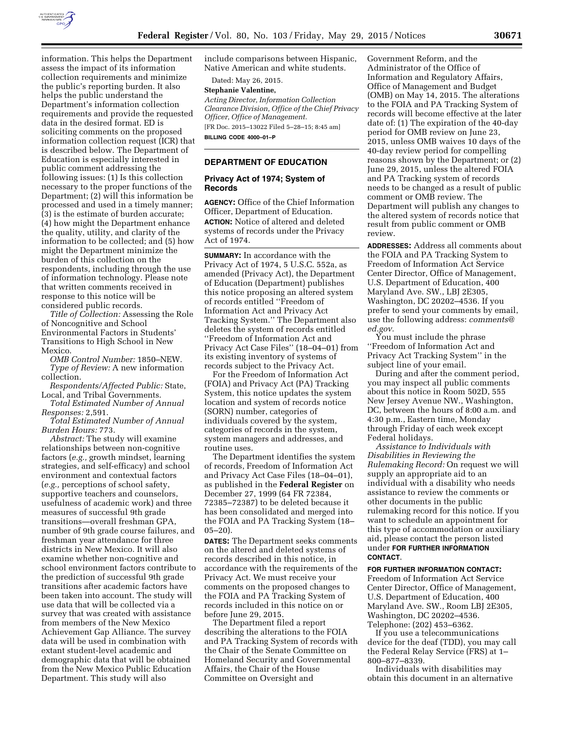information. This helps the Department assess the impact of its information collection requirements and minimize the public's reporting burden. It also helps the public understand the Department's information collection requirements and provide the requested data in the desired format. ED is soliciting comments on the proposed information collection request (ICR) that is described below. The Department of Education is especially interested in public comment addressing the following issues: (1) Is this collection necessary to the proper functions of the Department; (2) will this information be processed and used in a timely manner; (3) is the estimate of burden accurate; (4) how might the Department enhance the quality, utility, and clarity of the information to be collected; and (5) how might the Department minimize the burden of this collection on the respondents, including through the use of information technology. Please note that written comments received in response to this notice will be considered public records.

*Title of Collection:* Assessing the Role of Noncognitive and School Environmental Factors in Students' Transitions to High School in New Mexico.

*OMB Control Number:* 1850–NEW.

*Type of Review:* A new information collection.

*Respondents/Affected Public:* State, Local, and Tribal Governments.

*Total Estimated Number of Annual Responses:* 2,591.

*Total Estimated Number of Annual Burden Hours:* 773.

*Abstract:* The study will examine relationships between non-cognitive factors (*e.g.,* growth mindset, learning strategies, and self-efficacy) and school environment and contextual factors (*e.g.,* perceptions of school safety, supportive teachers and counselors, usefulness of academic work) and three measures of successful 9th grade transitions—overall freshman GPA, number of 9th grade course failures, and freshman year attendance for three districts in New Mexico. It will also examine whether non-cognitive and school environment factors contribute to the prediction of successful 9th grade transitions after academic factors have been taken into account. The study will use data that will be collected via a survey that was created with assistance from members of the New Mexico Achievement Gap Alliance. The survey data will be used in combination with extant student-level academic and demographic data that will be obtained from the New Mexico Public Education Department. This study will also include comparisons between Hispanic, Native American and white students.

Dated: May 26, 2015.

**Stephanie Valentine,**

*Acting Director, Information Collection Clearance Division, Office of the Chief Privacy Officer, Office of Management.*

[FR Doc. 2015–13022 Filed 5–28–15; 8:45 am]

**BILLING CODE 4000–01–P**

---

## DEPARTMENT OF EDUCATION

### Privacy Act of 1974; System of Records

**AGENCY:** Office of the Chief Information Officer, Department of Education.

**ACTION:** Notice of altered and deleted systems of records under the Privacy Act of 1974.

**SUMMARY:** In accordance with the Privacy Act of 1974, 5 U.S.C. 552a, as amended (Privacy Act), the Department of Education (Department) publishes this notice proposing an altered system of records entitled ''Freedom of Information Act and Privacy Act Tracking System.'' The Department also deletes the system of records entitled ''Freedom of Information Act and Privacy Act Case Files'' (18–04–01) from its existing inventory of systems of records subject to the Privacy Act.

For the Freedom of Information Act (FOIA) and Privacy Act (PA) Tracking System, this notice updates the system location and system of records notice (SORN) number, categories of individuals covered by the system, categories of records in the system, system managers and addresses, and routine uses.

The Department identifies the system of records, Freedom of Information Act and Privacy Act Case Files (18–04–01), as published in the **Federal Register** on December 27, 1999 (64 FR 72384, 72385–72387) to be deleted because it has been consolidated and merged into the FOIA and PA Tracking System (18–05–20).

**DATES:** The Department seeks comments on the altered and deleted systems of records described in this notice, in accordance with the requirements of the Privacy Act. We must receive your comments on the proposed changes to the FOIA and PA Tracking System of records included in this notice on or before June 29, 2015.

The Department filed a report describing the alterations to the FOIA and PA Tracking System of records with the Chair of the Senate Committee on Homeland Security and Governmental Affairs, the Chair of the House Committee on Oversight and Government Reform, and the Administrator of the Office of Information and Regulatory Affairs, Office of Management and Budget (OMB) on May 14, 2015. The alterations to the FOIA and PA Tracking System of records will become effective at the later date of: (1) The expiration of the 40-day period for OMB review on June 23, 2015, unless OMB waives 10 days of the 40-day review period for compelling reasons shown by the Department; or (2) June 29, 2015, unless the altered FOIA and PA Tracking system of records needs to be changed as a result of public comment or OMB review. The Department will publish any changes to the altered system of records notice that result from public comment or OMB review.

**ADDRESSES:** Address all comments about the FOIA and PA Tracking System to Freedom of Information Act Service Center Director, Office of Management, U.S. Department of Education, 400 Maryland Ave. SW., LBJ 2E305, Washington, DC 20202–4536. If you prefer to send your comments by email, use the following address: *comments@ed.gov.*

You must include the phrase ''Freedom of Information Act and Privacy Act Tracking System'' in the subject line of your email.

During and after the comment period, you may inspect all public comments about this notice in Room 502D, 555 New Jersey Avenue NW., Washington, DC, between the hours of 8:00 a.m. and 4:30 p.m., Eastern time, Monday through Friday of each week except Federal holidays.

*Assistance to Individuals with Disabilities in Reviewing the Rulemaking Record:* On request we will supply an appropriate aid to an individual with a disability who needs assistance to review the comments or other documents in the public rulemaking record for this notice. If you want to schedule an appointment for this type of accommodation or auxiliary aid, please contact the person listed under **FOR FURTHER INFORMATION CONTACT**.

**FOR FURTHER INFORMATION CONTACT:** Freedom of Information Act Service Center Director, Office of Management, U.S. Department of Education, 400 Maryland Ave. SW., Room LBJ 2E305, Washington, DC 20202–4536. Telephone: (202) 453–6362.

If you use a telecommunications device for the deaf (TDD), you may call the Federal Relay Service (FRS) at 1–800–877–8339.

Individuals with disabilities may obtain this document in an alternative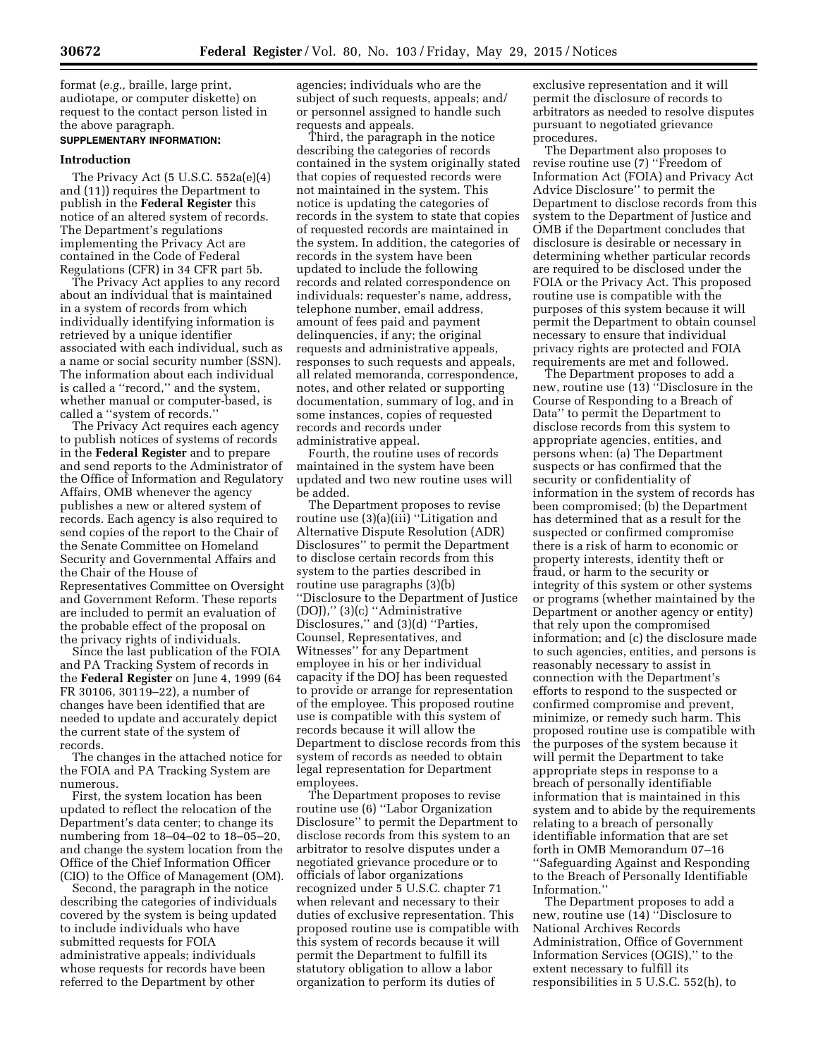format (*e.g.,* braille, large print, audiotape, or computer diskette) on request to the contact person listed in the above paragraph.

**SUPPLEMENTARY INFORMATION:**

## Introduction

The Privacy Act (5 U.S.C. 552a(e)(4) and (11)) requires the Department to publish in the **Federal Register** this notice of an altered system of records. The Department's regulations implementing the Privacy Act are contained in the Code of Federal Regulations (CFR) in 34 CFR part 5b.

The Privacy Act applies to any record about an individual that is maintained in a system of records from which individually identifying information is retrieved by a unique identifier associated with each individual, such as a name or social security number (SSN). The information about each individual is called a "record," and the system, whether manual or computer-based, is called a "system of records."

The Privacy Act requires each agency to publish notices of systems of records in the **Federal Register** and to prepare and send reports to the Administrator of the Office of Information and Regulatory Affairs, OMB whenever the agency publishes a new or altered system of records. Each agency is also required to send copies of the report to the Chair of the Senate Committee on Homeland Security and Governmental Affairs and the Chair of the House of Representatives Committee on Oversight and Government Reform. These reports are included to permit an evaluation of the probable effect of the proposal on the privacy rights of individuals.

Since the last publication of the FOIA and PA Tracking System of records in the **Federal Register** on June 4, 1999 (64 FR 30106, 30119–22), a number of changes have been identified that are needed to update and accurately depict the current state of the system of records.

The changes in the attached notice for the FOIA and PA Tracking System are numerous.

First, the system location has been updated to reflect the relocation of the Department's data center; to change its numbering from 18–04–02 to 18–05–20, and change the system location from the Office of the Chief Information Officer (CIO) to the Office of Management (OM).

Second, the paragraph in the notice describing the categories of individuals covered by the system is being updated to include individuals who have submitted requests for FOIA administrative appeals; individuals whose requests for records have been referred to the Department by other agencies; individuals who are the subject of such requests, appeals; and/or personnel assigned to handle such requests and appeals.

Third, the paragraph in the notice describing the categories of records contained in the system originally stated that copies of requested records were not maintained in the system. This notice is updating the categories of records in the system to state that copies of requested records are maintained in the system. In addition, the categories of records in the system have been updated to include the following records and related correspondence on individuals: requester's name, address, telephone number, email address, amount of fees paid and payment delinquencies, if any; the original requests and administrative appeals, responses to such requests and appeals, all related memoranda, correspondence, notes, and other related or supporting documentation, summary of log, and in some instances, copies of requested records and records under administrative appeal.

Fourth, the routine uses of records maintained in the system have been updated and two new routine uses will be added.

The Department proposes to revise routine use (3)(a)(iii) "Litigation and Alternative Dispute Resolution (ADR) Disclosures" to permit the Department to disclose certain records from this system to the parties described in routine use paragraphs (3)(b) "Disclosure to the Department of Justice (DOJ)," (3)(c) "Administrative Disclosures," and (3)(d) "Parties, Counsel, Representatives, and Witnesses" for any Department employee in his or her individual capacity if the DOJ has been requested to provide or arrange for representation of the employee. This proposed routine use is compatible with this system of records because it will allow the Department to disclose records from this system of records as needed to obtain legal representation for Department employees.

The Department proposes to revise routine use (6) "Labor Organization Disclosure" to permit the Department to disclose records from this system to an arbitrator to resolve disputes under a negotiated grievance procedure or to officials of labor organizations recognized under 5 U.S.C. chapter 71 when relevant and necessary to their duties of exclusive representation. This proposed routine use is compatible with this system of records because it will permit the Department to fulfill its statutory obligation to allow a labor organization to perform its duties of exclusive representation and it will permit the disclosure of records to arbitrators as needed to resolve disputes pursuant to negotiated grievance procedures.

The Department also proposes to revise routine use (7) "Freedom of Information Act (FOIA) and Privacy Act Advice Disclosure" to permit the Department to disclose records from this system to the Department of Justice and OMB if the Department concludes that disclosure is desirable or necessary in determining whether particular records are required to be disclosed under the FOIA or the Privacy Act. This proposed routine use is compatible with the purposes of this system because it will permit the Department to obtain counsel necessary to ensure that individual privacy rights are protected and FOIA requirements are met and followed.

The Department proposes to add a new, routine use (13) "Disclosure in the Course of Responding to a Breach of Data" to permit the Department to disclose records from this system to appropriate agencies, entities, and persons when: (a) The Department suspects or has confirmed that the security or confidentiality of information in the system of records has been compromised; (b) the Department has determined that as a result for the suspected or confirmed compromise there is a risk of harm to economic or property interests, identity theft or fraud, or harm to the security or integrity of this system or other systems or programs (whether maintained by the Department or another agency or entity) that rely upon the compromised information; and (c) the disclosure made to such agencies, entities, and persons is reasonably necessary to assist in connection with the Department's efforts to respond to the suspected or confirmed compromise and prevent, minimize, or remedy such harm. This proposed routine use is compatible with the purposes of the system because it will permit the Department to take appropriate steps in response to a breach of personally identifiable information that is maintained in this system and to abide by the requirements relating to a breach of personally identifiable information that are set forth in OMB Memorandum 07–16 "Safeguarding Against and Responding to the Breach of Personally Identifiable Information."

The Department proposes to add a new, routine use (14) "Disclosure to National Archives Records Administration, Office of Government Information Services (OGIS)," to the extent necessary to fulfill its responsibilities in 5 U.S.C. 552(h), to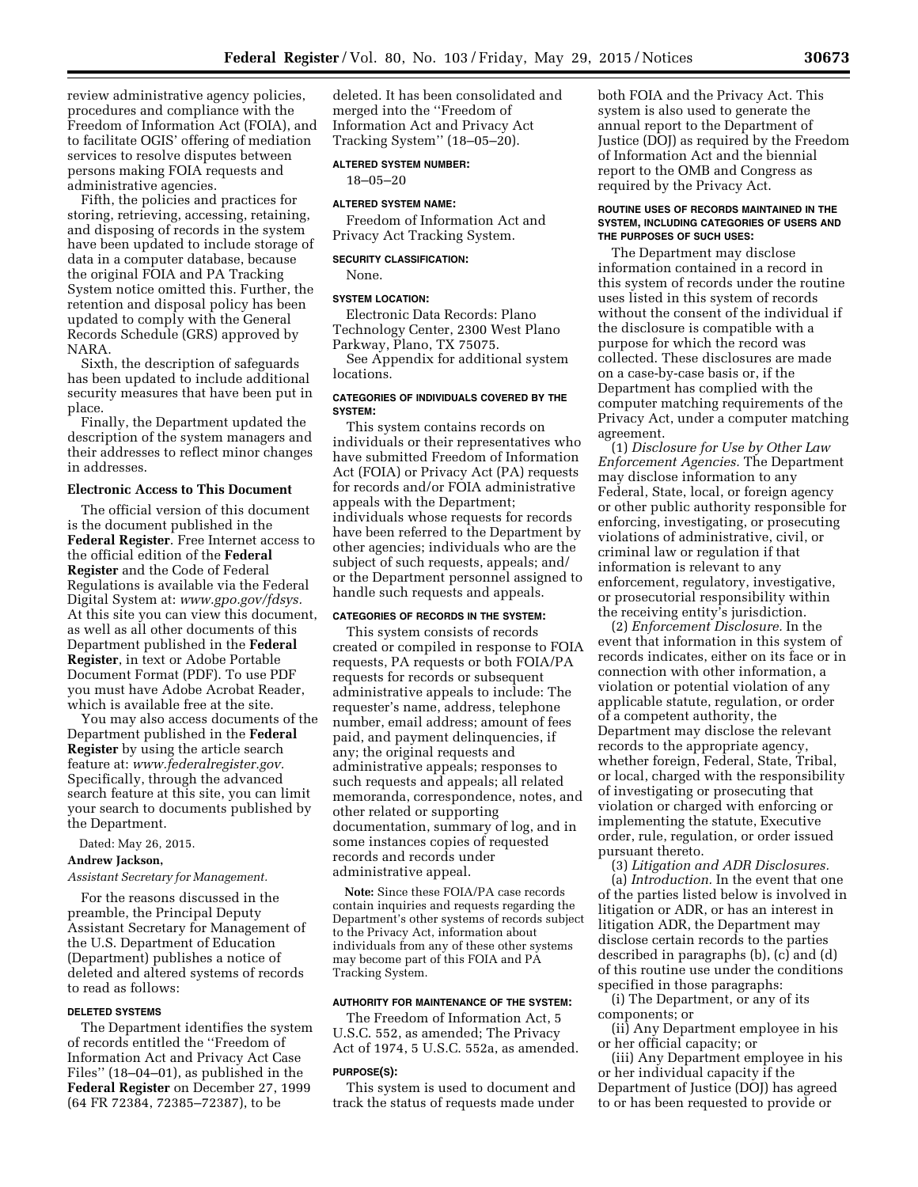review administrative agency policies, procedures and compliance with the Freedom of Information Act (FOIA), and to facilitate OGIS' offering of mediation services to resolve disputes between persons making FOIA requests and administrative agencies.

Fifth, the policies and practices for storing, retrieving, accessing, retaining, and disposing of records in the system have been updated to include storage of data in a computer database, because the original FOIA and PA Tracking System notice omitted this. Further, the retention and disposal policy has been updated to comply with the General Records Schedule (GRS) approved by NARA.

Sixth, the description of safeguards has been updated to include additional security measures that have been put in place.

Finally, the Department updated the description of the system managers and their addresses to reflect minor changes in addresses.

## Electronic Access to This Document

The official version of this document is the document published in the **Federal Register**. Free Internet access to the official edition of the **Federal Register** and the Code of Federal Regulations is available via the Federal Digital System at: *www.gpo.gov/fdsys*. At this site you can view this document, as well as all other documents of this Department published in the **Federal Register**, in text or Adobe Portable Document Format (PDF). To use PDF you must have Adobe Acrobat Reader, which is available free at the site.

You may also access documents of the Department published in the **Federal Register** by using the article search feature at: *www.federalregister.gov*. Specifically, through the advanced search feature at this site, you can limit your search to documents published by the Department.

Dated: May 26, 2015.

**Andrew Jackson,**

*Assistant Secretary for Management.*

For the reasons discussed in the preamble, the Principal Deputy Assistant Secretary for Management of the U.S. Department of Education (Department) publishes a notice of deleted and altered systems of records to read as follows:

### DELETED SYSTEMS

The Department identifies the system of records entitled the ''Freedom of Information Act and Privacy Act Case Files'' (18–04–01), as published in the **Federal Register** on December 27, 1999 (64 FR 72384, 72385–72387), to be deleted. It has been consolidated and merged into the ''Freedom of Information Act and Privacy Act Tracking System'' (18–05–20).

### ALTERED SYSTEM NUMBER:

18–05–20

### ALTERED SYSTEM NAME:

Freedom of Information Act and Privacy Act Tracking System.

### SECURITY CLASSIFICATION:

None.

### SYSTEM LOCATION:

Electronic Data Records: Plano Technology Center, 2300 West Plano Parkway, Plano, TX 75075.

See Appendix for additional system locations.

### CATEGORIES OF INDIVIDUALS COVERED BY THE SYSTEM:

This system contains records on individuals or their representatives who have submitted Freedom of Information Act (FOIA) or Privacy Act (PA) requests for records and/or FOIA administrative appeals with the Department; individuals whose requests for records have been referred to the Department by other agencies; individuals who are the subject of such requests, appeals; and/ or the Department personnel assigned to handle such requests and appeals.

### CATEGORIES OF RECORDS IN THE SYSTEM:

This system consists of records created or compiled in response to FOIA requests, PA requests or both FOIA/PA requests for records or subsequent administrative appeals to include: The requester's name, address, telephone number, email address; amount of fees paid, and payment delinquencies, if any; the original requests and administrative appeals; responses to such requests and appeals; all related memoranda, correspondence, notes, and other related or supporting documentation, summary of log, and in some instances copies of requested records and records under administrative appeal.

**Note:** Since these FOIA/PA case records contain inquiries and requests regarding the Department's other systems of records subject to the Privacy Act, information about individuals from any of these other systems may become part of this FOIA and PA Tracking System.

### AUTHORITY FOR MAINTENANCE OF THE SYSTEM:

The Freedom of Information Act, 5 U.S.C. 552, as amended; The Privacy Act of 1974, 5 U.S.C. 552a, as amended.

### PURPOSE(S):

This system is used to document and track the status of requests made under both FOIA and the Privacy Act. This system is also used to generate the annual report to the Department of Justice (DOJ) as required by the Freedom of Information Act and the biennial report to the OMB and Congress as required by the Privacy Act.

### ROUTINE USES OF RECORDS MAINTAINED IN THE SYSTEM, INCLUDING CATEGORIES OF USERS AND THE PURPOSES OF SUCH USES:

The Department may disclose information contained in a record in this system of records under the routine uses listed in this system of records without the consent of the individual if the disclosure is compatible with a purpose for which the record was collected. These disclosures are made on a case-by-case basis or, if the Department has complied with the computer matching requirements of the Privacy Act, under a computer matching agreement.

(1) *Disclosure for Use by Other Law Enforcement Agencies.* The Department may disclose information to any Federal, State, local, or foreign agency or other public authority responsible for enforcing, investigating, or prosecuting violations of administrative, civil, or criminal law or regulation if that information is relevant to any enforcement, regulatory, investigative, or prosecutorial responsibility within the receiving entity's jurisdiction.

(2) *Enforcement Disclosure.* In the event that information in this system of records indicates, either on its face or in connection with other information, a violation or potential violation of any applicable statute, regulation, or order of a competent authority, the Department may disclose the relevant records to the appropriate agency, whether foreign, Federal, State, Tribal, or local, charged with the responsibility of investigating or prosecuting that violation or charged with enforcing or implementing the statute, Executive order, rule, regulation, or order issued pursuant thereto.

(3) *Litigation and ADR Disclosures.*

(a) *Introduction.* In the event that one of the parties listed below is involved in litigation or ADR, or has an interest in litigation ADR, the Department may disclose certain records to the parties described in paragraphs (b), (c) and (d) of this routine use under the conditions specified in those paragraphs:

(i) The Department, or any of its components; or

(ii) Any Department employee in his or her official capacity; or

(iii) Any Department employee in his or her individual capacity if the Department of Justice (DOJ) has agreed to or has been requested to provide or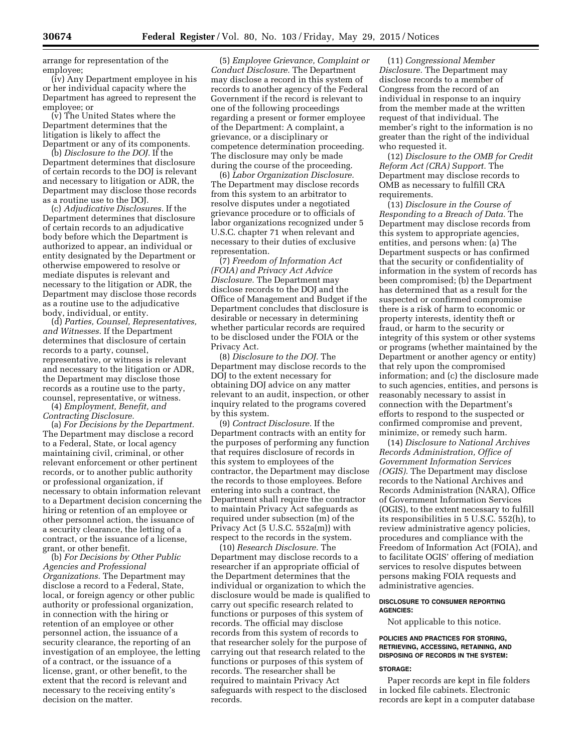arrange for representation of the employee;

(iv) Any Department employee in his or her individual capacity where the Department has agreed to represent the employee; or

(v) The United States where the Department determines that the litigation is likely to affect the Department or any of its components.

(b) *Disclosure to the DOJ.* If the Department determines that disclosure of certain records to the DOJ is relevant and necessary to litigation or ADR, the Department may disclose those records as a routine use to the DOJ.

(c) *Adjudicative Disclosures.* If the Department determines that disclosure of certain records to an adjudicative body before which the Department is authorized to appear, an individual or entity designated by the Department or otherwise empowered to resolve or mediate disputes is relevant and necessary to the litigation or ADR, the Department may disclose those records as a routine use to the adjudicative body, individual, or entity.

(d) *Parties, Counsel, Representatives, and Witnesses.* If the Department determines that disclosure of certain records to a party, counsel, representative, or witness is relevant and necessary to the litigation or ADR, the Department may disclose those records as a routine use to the party, counsel, representative, or witness.

(4) *Employment, Benefit, and Contracting Disclosure.*

(a) *For Decisions by the Department.* The Department may disclose a record to a Federal, State, or local agency maintaining civil, criminal, or other relevant enforcement or other pertinent records, or to another public authority or professional organization, if necessary to obtain information relevant to a Department decision concerning the hiring or retention of an employee or other personnel action, the issuance of a security clearance, the letting of a contract, or the issuance of a license, grant, or other benefit.

(b) *For Decisions by Other Public Agencies and Professional Organizations.* The Department may disclose a record to a Federal, State, local, or foreign agency or other public authority or professional organization, in connection with the hiring or retention of an employee or other personnel action, the issuance of a security clearance, the reporting of an investigation of an employee, the letting of a contract, or the issuance of a license, grant, or other benefit, to the extent that the record is relevant and necessary to the receiving entity's decision on the matter.

(5) *Employee Grievance, Complaint or Conduct Disclosure.* The Department may disclose a record in this system of records to another agency of the Federal Government if the record is relevant to one of the following proceedings regarding a present or former employee of the Department: A complaint, a grievance, or a disciplinary or competence determination proceeding. The disclosure may only be made during the course of the proceeding.

(6) *Labor Organization Disclosure.* The Department may disclose records from this system to an arbitrator to resolve disputes under a negotiated grievance procedure or to officials of labor organizations recognized under 5 U.S.C. chapter 71 when relevant and necessary to their duties of exclusive representation.

(7) *Freedom of Information Act (FOIA) and Privacy Act Advice Disclosure.* The Department may disclose records to the DOJ and the Office of Management and Budget if the Department concludes that disclosure is desirable or necessary in determining whether particular records are required to be disclosed under the FOIA or the Privacy Act.

(8) *Disclosure to the DOJ.* The Department may disclose records to the DOJ to the extent necessary for obtaining DOJ advice on any matter relevant to an audit, inspection, or other inquiry related to the programs covered by this system.

(9) *Contract Disclosure.* If the Department contracts with an entity for the purposes of performing any function that requires disclosure of records in this system to employees of the contractor, the Department may disclose the records to those employees. Before entering into such a contract, the Department shall require the contractor to maintain Privacy Act safeguards as required under subsection (m) of the Privacy Act (5 U.S.C. 552a(m)) with respect to the records in the system.

(10) *Research Disclosure.* The Department may disclose records to a researcher if an appropriate official of the Department determines that the individual or organization to which the disclosure would be made is qualified to carry out specific research related to functions or purposes of this system of records. The official may disclose records from this system of records to that researcher solely for the purpose of carrying out that research related to the functions or purposes of this system of records. The researcher shall be required to maintain Privacy Act safeguards with respect to the disclosed records.

(11) *Congressional Member Disclosure.* The Department may disclose records to a member of Congress from the record of an individual in response to an inquiry from the member made at the written request of that individual. The member's right to the information is no greater than the right of the individual who requested it.

(12) *Disclosure to the OMB for Credit Reform Act (CRA) Support.* The Department may disclose records to OMB as necessary to fulfill CRA requirements.

(13) *Disclosure in the Course of Responding to a Breach of Data.* The Department may disclose records from this system to appropriate agencies, entities, and persons when: (a) The Department suspects or has confirmed that the security or confidentiality of information in the system of records has been compromised; (b) the Department has determined that as a result for the suspected or confirmed compromise there is a risk of harm to economic or property interests, identity theft or fraud, or harm to the security or integrity of this system or other systems or programs (whether maintained by the Department or another agency or entity) that rely upon the compromised information; and (c) the disclosure made to such agencies, entities, and persons is reasonably necessary to assist in connection with the Department's efforts to respond to the suspected or confirmed compromise and prevent, minimize, or remedy such harm.

(14) *Disclosure to National Archives Records Administration, Office of Government Information Services (OGIS).* The Department may disclose records to the National Archives and Records Administration (NARA), Office of Government Information Services (OGIS), to the extent necessary to fulfill its responsibilities in 5 U.S.C. 552(h), to review administrative agency policies, procedures and compliance with the Freedom of Information Act (FOIA), and to facilitate OGIS' offering of mediation services to resolve disputes between persons making FOIA requests and administrative agencies.

#### DISCLOSURE TO CONSUMER REPORTING AGENCIES:

Not applicable to this notice.

#### POLICIES AND PRACTICES FOR STORING, RETRIEVING, ACCESSING, RETAINING, AND DISPOSING OF RECORDS IN THE SYSTEM:

#### STORAGE:

Paper records are kept in file folders in locked file cabinets. Electronic records are kept in a computer database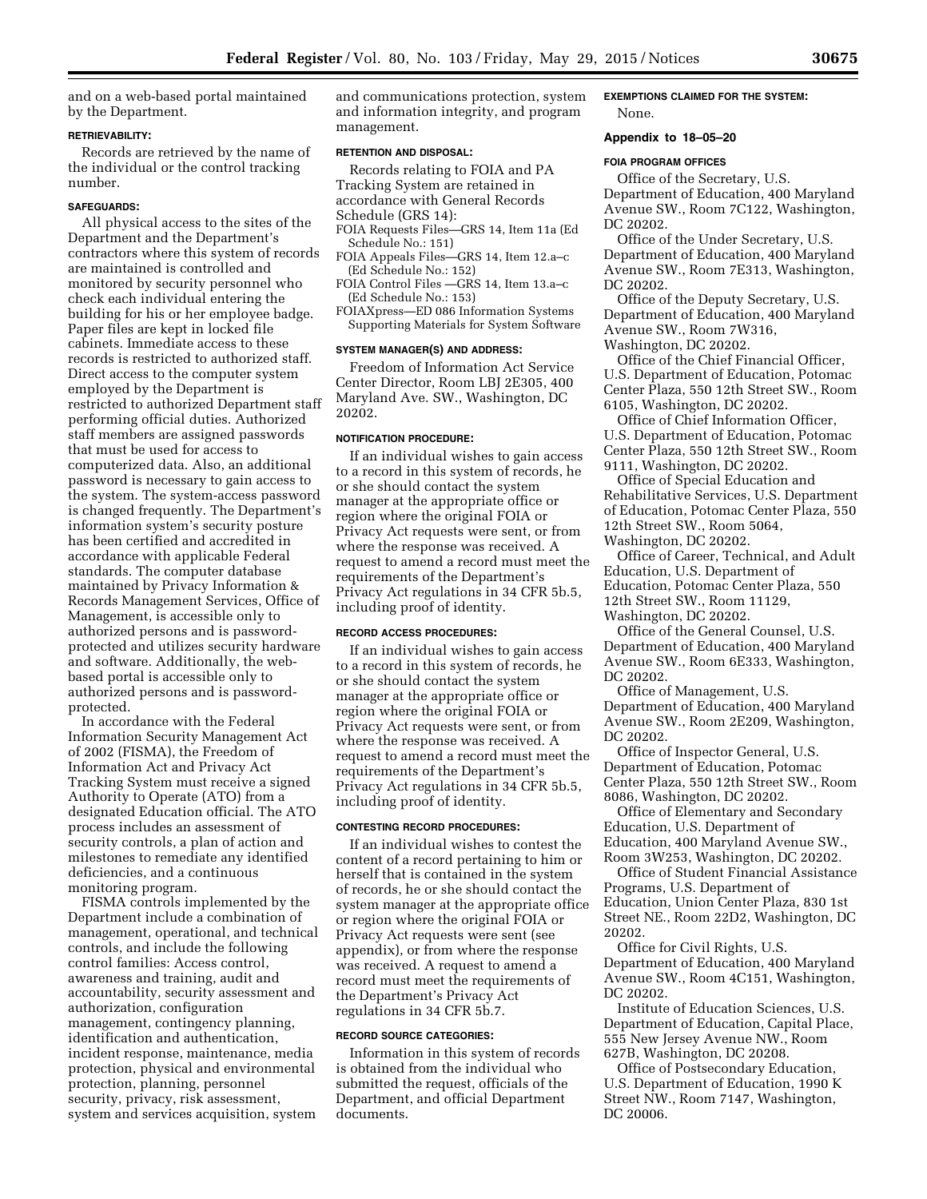and on a web-based portal maintained by the Department.

#### RETRIEVABILITY:

Records are retrieved by the name of the individual or the control tracking number.

#### SAFEGUARDS:

All physical access to the sites of the Department and the Department's contractors where this system of records are maintained is controlled and monitored by security personnel who check each individual entering the building for his or her employee badge. Paper files are kept in locked file cabinets. Immediate access to these records is restricted to authorized staff. Direct access to the computer system employed by the Department is restricted to authorized Department staff performing official duties. Authorized staff members are assigned passwords that must be used for access to computerized data. Also, an additional password is necessary to gain access to the system. The system-access password is changed frequently. The Department's information system's security posture has been certified and accredited in accordance with applicable Federal standards. The computer database maintained by Privacy Information & Records Management Services, Office of Management, is accessible only to authorized persons and is password-protected and utilizes security hardware and software. Additionally, the web-based portal is accessible only to authorized persons and is password-protected.

In accordance with the Federal Information Security Management Act of 2002 (FISMA), the Freedom of Information Act and Privacy Act Tracking System must receive a signed Authority to Operate (ATO) from a designated Education official. The ATO process includes an assessment of security controls, a plan of action and milestones to remediate any identified deficiencies, and a continuous monitoring program.

FISMA controls implemented by the Department include a combination of management, operational, and technical controls, and include the following control families: Access control, awareness and training, audit and accountability, security assessment and authorization, configuration management, contingency planning, identification and authentication, incident response, maintenance, media protection, physical and environmental protection, planning, personnel security, privacy, risk assessment, system and services acquisition, system and communications protection, system and information integrity, and program management.

#### RETENTION AND DISPOSAL:

Records relating to FOIA and PA Tracking System are retained in accordance with General Records Schedule (GRS 14):

FOIA Requests Files—GRS 14, Item 11a (Ed Schedule No.: 151)
FOIA Appeals Files—GRS 14, Item 12.a–c (Ed Schedule No.: 152)
FOIA Control Files —GRS 14, Item 13.a–c (Ed Schedule No.: 153)
FOIAXpress—ED 086 Information Systems Supporting Materials for System Software

#### SYSTEM MANAGER(S) AND ADDRESS:

Freedom of Information Act Service Center Director, Room LBJ 2E305, 400 Maryland Ave. SW., Washington, DC 20202.

#### NOTIFICATION PROCEDURE:

If an individual wishes to gain access to a record in this system of records, he or she should contact the system manager at the appropriate office or region where the original FOIA or Privacy Act requests were sent, or from where the response was received. A request to amend a record must meet the requirements of the Department's Privacy Act regulations in 34 CFR 5b.5, including proof of identity.

#### RECORD ACCESS PROCEDURES:

If an individual wishes to gain access to a record in this system of records, he or she should contact the system manager at the appropriate office or region where the original FOIA or Privacy Act requests were sent, or from where the response was received. A request to amend a record must meet the requirements of the Department's Privacy Act regulations in 34 CFR 5b.5, including proof of identity.

#### CONTESTING RECORD PROCEDURES:

If an individual wishes to contest the content of a record pertaining to him or herself that is contained in the system of records, he or she should contact the system manager at the appropriate office or region where the original FOIA or Privacy Act requests were sent (see appendix), or from where the response was received. A request to amend a record must meet the requirements of the Department's Privacy Act regulations in 34 CFR 5b.7.

#### RECORD SOURCE CATEGORIES:

Information in this system of records is obtained from the individual who submitted the request, officials of the Department, and official Department documents.

#### EXEMPTIONS CLAIMED FOR THE SYSTEM:

None.

### Appendix to 18–05–20

#### FOIA PROGRAM OFFICES

Office of the Secretary, U.S. Department of Education, 400 Maryland Avenue SW., Room 7C122, Washington, DC 20202.

Office of the Under Secretary, U.S. Department of Education, 400 Maryland Avenue SW., Room 7E313, Washington, DC 20202.

Office of the Deputy Secretary, U.S. Department of Education, 400 Maryland Avenue SW., Room 7W316, Washington, DC 20202.

Office of the Chief Financial Officer, U.S. Department of Education, Potomac Center Plaza, 550 12th Street SW., Room 6105, Washington, DC 20202.

Office of Chief Information Officer, U.S. Department of Education, Potomac Center Plaza, 550 12th Street SW., Room 9111, Washington, DC 20202.

Office of Special Education and Rehabilitative Services, U.S. Department of Education, Potomac Center Plaza, 550 12th Street SW., Room 5064, Washington, DC 20202.

Office of Career, Technical, and Adult Education, U.S. Department of Education, Potomac Center Plaza, 550 12th Street SW., Room 11129, Washington, DC 20202.

Office of the General Counsel, U.S. Department of Education, 400 Maryland Avenue SW., Room 6E333, Washington, DC 20202.

Office of Management, U.S. Department of Education, 400 Maryland Avenue SW., Room 2E209, Washington, DC 20202.

Office of Inspector General, U.S. Department of Education, Potomac Center Plaza, 550 12th Street SW., Room 8086, Washington, DC 20202.

Office of Elementary and Secondary Education, U.S. Department of Education, 400 Maryland Avenue SW., Room 3W253, Washington, DC 20202.

Office of Student Financial Assistance Programs, U.S. Department of Education, Union Center Plaza, 830 1st Street NE., Room 22D2, Washington, DC 20202.

Office for Civil Rights, U.S. Department of Education, 400 Maryland Avenue SW., Room 4C151, Washington, DC 20202.

Institute of Education Sciences, U.S. Department of Education, Capital Place, 555 New Jersey Avenue NW., Room 627B, Washington, DC 20208.

Office of Postsecondary Education, U.S. Department of Education, 1990 K Street NW., Room 7147, Washington, DC 20006.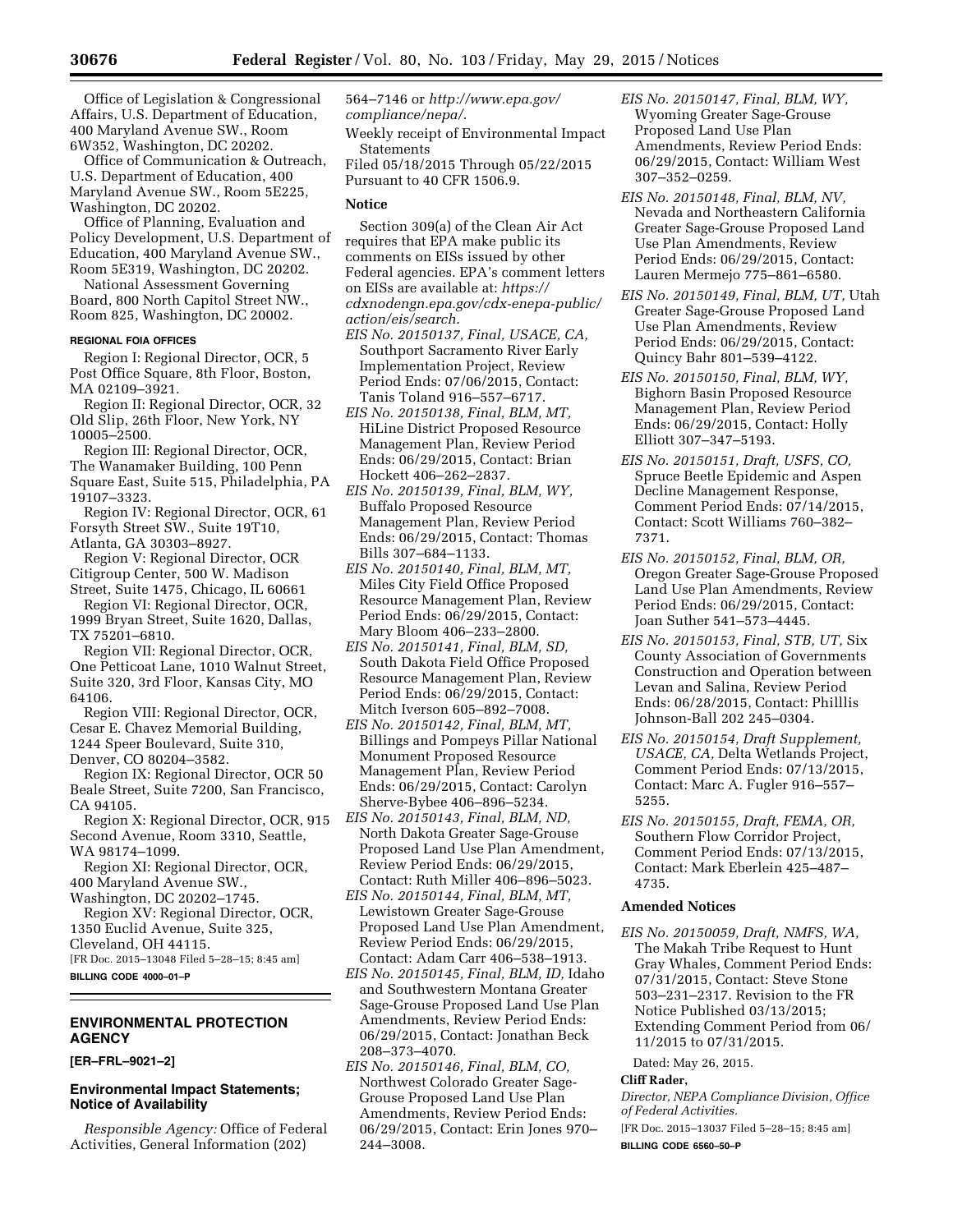Office of Legislation & Congressional Affairs, U.S. Department of Education, 400 Maryland Avenue SW., Room 6W352, Washington, DC 20202.

Office of Communication & Outreach, U.S. Department of Education, 400 Maryland Avenue SW., Room 5E225, Washington, DC 20202.

Office of Planning, Evaluation and Policy Development, U.S. Department of Education, 400 Maryland Avenue SW., Room 5E319, Washington, DC 20202.

National Assessment Governing Board, 800 North Capitol Street NW., Room 825, Washington, DC 20002.

**REGIONAL FOIA OFFICES**

Region I: Regional Director, OCR, 5 Post Office Square, 8th Floor, Boston, MA 02109–3921.

Region II: Regional Director, OCR, 32 Old Slip, 26th Floor, New York, NY 10005–2500.

Region III: Regional Director, OCR, The Wanamaker Building, 100 Penn Square East, Suite 515, Philadelphia, PA 19107–3323.

Region IV: Regional Director, OCR, 61 Forsyth Street SW., Suite 19T10, Atlanta, GA 30303–8927.

Region V: Regional Director, OCR Citigroup Center, 500 W. Madison Street, Suite 1475, Chicago, IL 60661

Region VI: Regional Director, OCR, 1999 Bryan Street, Suite 1620, Dallas, TX 75201–6810.

Region VII: Regional Director, OCR, One Petticoat Lane, 1010 Walnut Street, Suite 320, 3rd Floor, Kansas City, MO 64106.

Region VIII: Regional Director, OCR, Cesar E. Chavez Memorial Building, 1244 Speer Boulevard, Suite 310, Denver, CO 80204–3582.

Region IX: Regional Director, OCR 50 Beale Street, Suite 7200, San Francisco, CA 94105.

Region X: Regional Director, OCR, 915 Second Avenue, Room 3310, Seattle, WA 98174–1099.

Region XI: Regional Director, OCR, 400 Maryland Avenue SW., Washington, DC 20202–1745.

Region XV: Regional Director, OCR, 1350 Euclid Avenue, Suite 325, Cleveland, OH 44115.

[FR Doc. 2015–13048 Filed 5–28–15; 8:45 am]

**BILLING CODE 4000–01–P**

## ENVIRONMENTAL PROTECTION AGENCY

**[ER–FRL–9021–2]**

### Environmental Impact Statements; Notice of Availability

*Responsible Agency:* Office of Federal Activities, General Information (202) 564–7146 or *http://www.epa.gov/compliance/nepa/*.

Weekly receipt of Environmental Impact Statements

Filed 05/18/2015 Through 05/22/2015 Pursuant to 40 CFR 1506.9.

#### Notice

Section 309(a) of the Clean Air Act requires that EPA make public its comments on EISs issued by other Federal agencies. EPA's comment letters on EISs are available at: *https://cdxnodengn.epa.gov/cdx-enepa-public/action/eis/search*.

*EIS No. 20150137, Final, USACE, CA,* Southport Sacramento River Early Implementation Project, Review Period Ends: 07/06/2015, Contact: Tanis Toland 916–557–6717.

*EIS No. 20150138, Final, BLM, MT,* HiLine District Proposed Resource Management Plan, Review Period Ends: 06/29/2015, Contact: Brian Hockett 406–262–2837.

*EIS No. 20150139, Final, BLM, WY,* Buffalo Proposed Resource Management Plan, Review Period Ends: 06/29/2015, Contact: Thomas Bills 307–684–1133.

*EIS No. 20150140, Final, BLM, MT,* Miles City Field Office Proposed Resource Management Plan, Review Period Ends: 06/29/2015, Contact: Mary Bloom 406–233–2800.

*EIS No. 20150141, Final, BLM, SD,* South Dakota Field Office Proposed Resource Management Plan, Review Period Ends: 06/29/2015, Contact: Mitch Iverson 605–892–7008.

*EIS No. 20150142, Final, BLM, MT,* Billings and Pompeys Pillar National Monument Proposed Resource Management Plan, Review Period Ends: 06/29/2015, Contact: Carolyn Sherve-Bybee 406–896–5234.

*EIS No. 20150143, Final, BLM, ND,* North Dakota Greater Sage-Grouse Proposed Land Use Plan Amendment, Review Period Ends: 06/29/2015, Contact: Ruth Miller 406–896–5023.

*EIS No. 20150144, Final, BLM, MT,* Lewistown Greater Sage-Grouse Proposed Land Use Plan Amendment, Review Period Ends: 06/29/2015, Contact: Adam Carr 406–538–1913.

*EIS No. 20150145, Final, BLM, ID,* Idaho and Southwestern Montana Greater Sage-Grouse Proposed Land Use Plan Amendments, Review Period Ends: 06/29/2015, Contact: Jonathan Beck 208–373–4070.

*EIS No. 20150146, Final, BLM, CO,* Northwest Colorado Greater Sage-Grouse Proposed Land Use Plan Amendments, Review Period Ends: 06/29/2015, Contact: Erin Jones 970–244–3008.

*EIS No. 20150147, Final, BLM, WY,* Wyoming Greater Sage-Grouse Proposed Land Use Plan Amendments, Review Period Ends: 06/29/2015, Contact: William West 307–352–0259.

*EIS No. 20150148, Final, BLM, NV,* Nevada and Northeastern California Greater Sage-Grouse Proposed Land Use Plan Amendments, Review Period Ends: 06/29/2015, Contact: Lauren Mermejo 775–861–6580.

*EIS No. 20150149, Final, BLM, UT,* Utah Greater Sage-Grouse Proposed Land Use Plan Amendments, Review Period Ends: 06/29/2015, Contact: Quincy Bahr 801–539–4122.

*EIS No. 20150150, Final, BLM, WY,* Bighorn Basin Proposed Resource Management Plan, Review Period Ends: 06/29/2015, Contact: Holly Elliott 307–347–5193.

*EIS No. 20150151, Draft, USFS, CO,* Spruce Beetle Epidemic and Aspen Decline Management Response, Comment Period Ends: 07/14/2015, Contact: Scott Williams 760–382–7371.

*EIS No. 20150152, Final, BLM, OR,* Oregon Greater Sage-Grouse Proposed Land Use Plan Amendments, Review Period Ends: 06/29/2015, Contact: Joan Suther 541–573–4445.

*EIS No. 20150153, Final, STB, UT,* Six County Association of Governments Construction and Operation between Levan and Salina, Review Period Ends: 06/28/2015, Contact: Philllis Johnson-Ball 202 245–0304.

*EIS No. 20150154, Draft Supplement, USACE, CA,* Delta Wetlands Project, Comment Period Ends: 07/13/2015, Contact: Marc A. Fugler 916–557–5255.

*EIS No. 20150155, Draft, FEMA, OR,* Southern Flow Corridor Project, Comment Period Ends: 07/13/2015, Contact: Mark Eberlein 425–487–4735.

#### Amended Notices

*EIS No. 20150059, Draft, NMFS, WA,* The Makah Tribe Request to Hunt Gray Whales, Comment Period Ends: 07/31/2015, Contact: Steve Stone 503–231–2317. Revision to the FR Notice Published 03/13/2015; Extending Comment Period from 06/11/2015 to 07/31/2015.

Dated: May 26, 2015.

**Cliff Rader,**

*Director, NEPA Compliance Division, Office of Federal Activities.*

[FR Doc. 2015–13037 Filed 5–28–15; 8:45 am]

**BILLING CODE 6560–50–P**